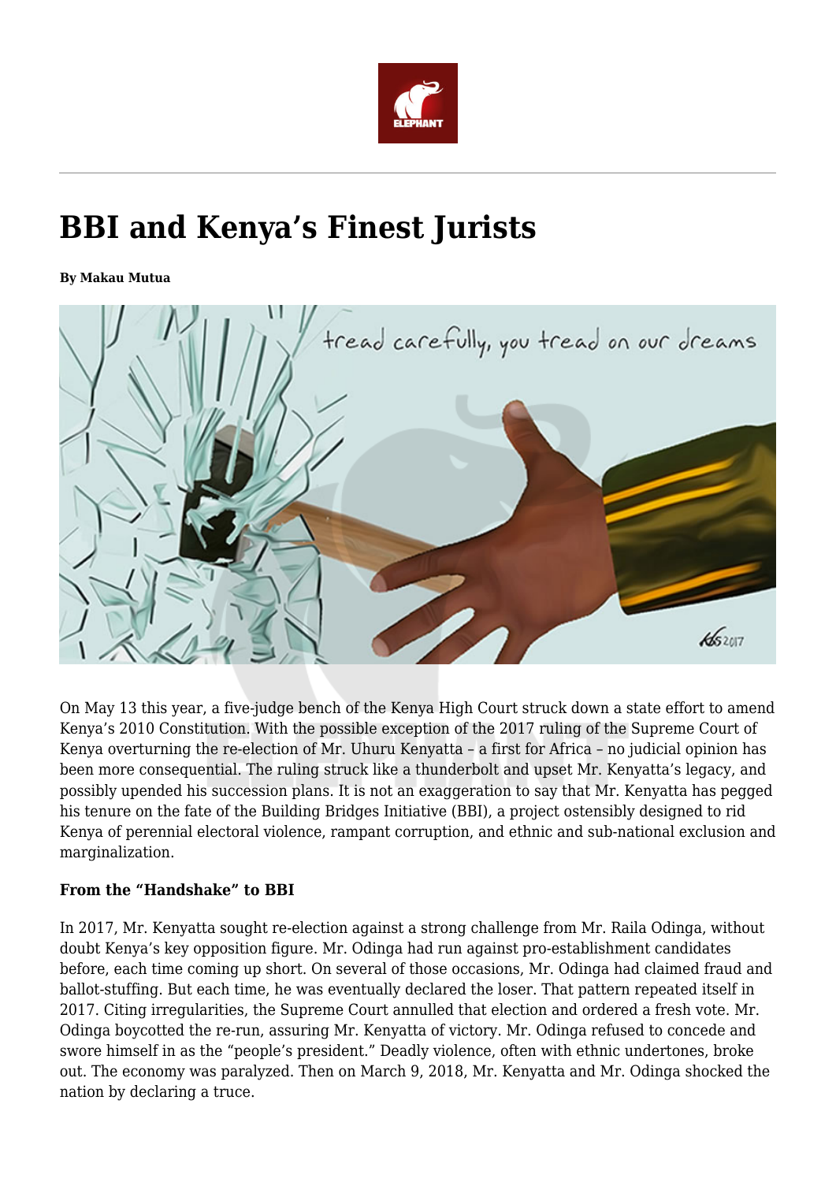# BBI and Kenya's Finest Jurists

**By Makau Mutua**

On May 13 this year, a five-judge bench of the Kenya High Court struck down a state effort to amend Kenya's 2010 Constitution. With the possible exception of the 2017 ruling of the Supreme Court of Kenya overturning the re-election of Mr. Uhuru Kenyatta – a first for Africa – no judicial opinion has been more consequential. The ruling struck like a thunderbolt and upset Mr. Kenyatta's legacy, and possibly upended his succession plans. It is not an exaggeration to say that Mr. Kenyatta has pegged his tenure on the fate of the Building Bridges Initiative (BBI), a project ostensibly designed to rid Kenya of perennial electoral violence, rampant corruption, and ethnic and sub-national exclusion and marginalization.

**From the "Handshake" to BBI**

In 2017, Mr. Kenyatta sought re-election against a strong challenge from Mr. Raila Odinga, without doubt Kenya's key opposition figure. Mr. Odinga had run against pro-establishment candidates before, each time coming up short. On several of those occasions, Mr. Odinga had claimed fraud and ballot-stuffing. But each time, he was eventually declared the loser. That pattern repeated itself in 2017. Citing irregularities, the Supreme Court annulled that election and ordered a fresh vote. Mr. Odinga boycotted the re-run, assuring Mr. Kenyatta of victory. Mr. Odinga refused to concede and swore himself in as the "people's president." Deadly violence, often with ethnic undertones, broke out. The economy was paralyzed. Then on March 9, 2018, Mr. Kenyatta and Mr. Odinga shocked the nation by declaring a truce.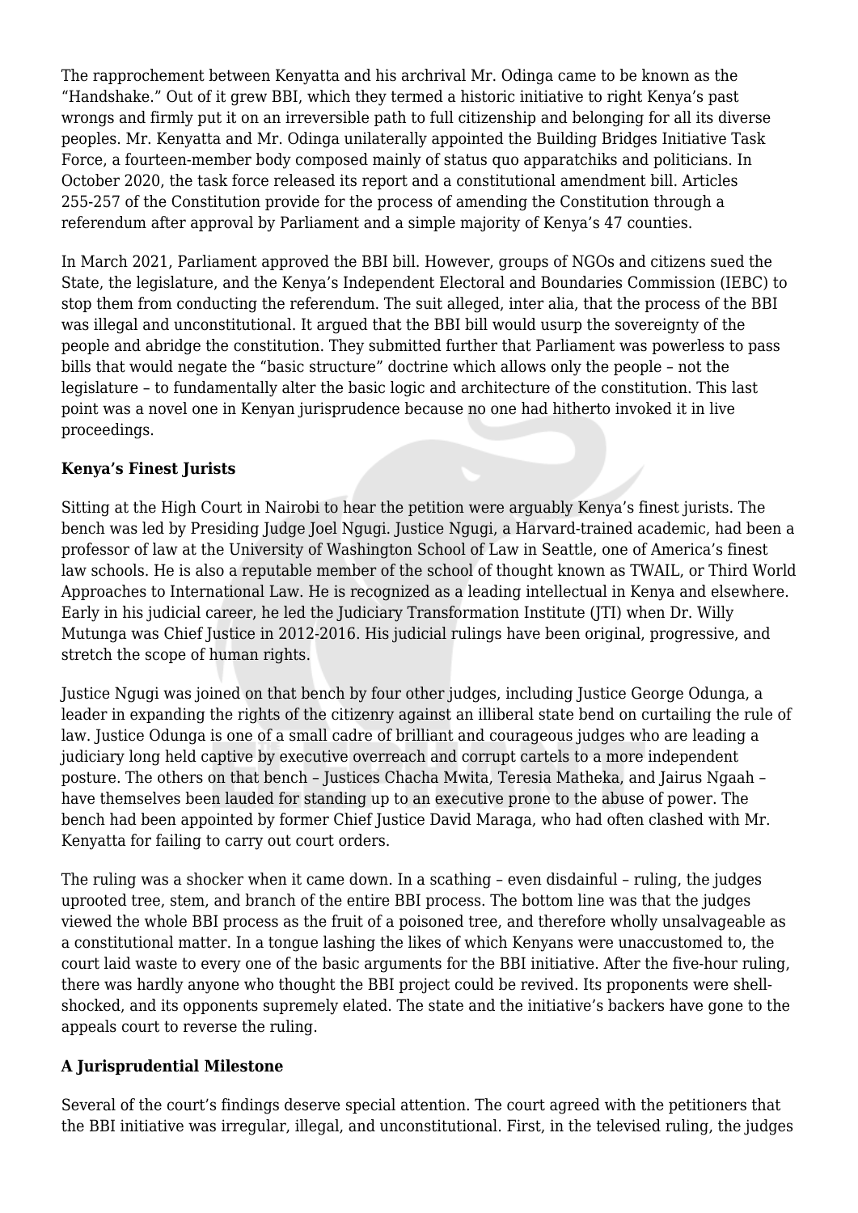The rapprochement between Kenyatta and his archrival Mr. Odinga came to be known as the "Handshake." Out of it grew BBI, which they termed a historic initiative to right Kenya's past wrongs and firmly put it on an irreversible path to full citizenship and belonging for all its diverse peoples. Mr. Kenyatta and Mr. Odinga unilaterally appointed the Building Bridges Initiative Task Force, a fourteen-member body composed mainly of status quo apparatchiks and politicians. In October 2020, the task force released its report and a constitutional amendment bill. Articles 255-257 of the Constitution provide for the process of amending the Constitution through a referendum after approval by Parliament and a simple majority of Kenya's 47 counties.

In March 2021, Parliament approved the BBI bill. However, groups of NGOs and citizens sued the State, the legislature, and the Kenya's Independent Electoral and Boundaries Commission (IEBC) to stop them from conducting the referendum. The suit alleged, inter alia, that the process of the BBI was illegal and unconstitutional. It argued that the BBI bill would usurp the sovereignty of the people and abridge the constitution. They submitted further that Parliament was powerless to pass bills that would negate the "basic structure" doctrine which allows only the people – not the legislature – to fundamentally alter the basic logic and architecture of the constitution. This last point was a novel one in Kenyan jurisprudence because no one had hitherto invoked it in live proceedings.

**Kenya's Finest Jurists**

Sitting at the High Court in Nairobi to hear the petition were arguably Kenya's finest jurists. The bench was led by Presiding Judge Joel Ngugi. Justice Ngugi, a Harvard-trained academic, had been a professor of law at the University of Washington School of Law in Seattle, one of America's finest law schools. He is also a reputable member of the school of thought known as TWAIL, or Third World Approaches to International Law. He is recognized as a leading intellectual in Kenya and elsewhere. Early in his judicial career, he led the Judiciary Transformation Institute (JTI) when Dr. Willy Mutunga was Chief Justice in 2012-2016. His judicial rulings have been original, progressive, and stretch the scope of human rights.

Justice Ngugi was joined on that bench by four other judges, including Justice George Odunga, a leader in expanding the rights of the citizenry against an illiberal state bend on curtailing the rule of law. Justice Odunga is one of a small cadre of brilliant and courageous judges who are leading a judiciary long held captive by executive overreach and corrupt cartels to a more independent posture. The others on that bench – Justices Chacha Mwita, Teresia Matheka, and Jairus Ngaah – have themselves been lauded for standing up to an executive prone to the abuse of power. The bench had been appointed by former Chief Justice David Maraga, who had often clashed with Mr. Kenyatta for failing to carry out court orders.

The ruling was a shocker when it came down. In a scathing – even disdainful – ruling, the judges uprooted tree, stem, and branch of the entire BBI process. The bottom line was that the judges viewed the whole BBI process as the fruit of a poisoned tree, and therefore wholly unsalvageable as a constitutional matter. In a tongue lashing the likes of which Kenyans were unaccustomed to, the court laid waste to every one of the basic arguments for the BBI initiative. After the five-hour ruling, there was hardly anyone who thought the BBI project could be revived. Its proponents were shell-shocked, and its opponents supremely elated. The state and the initiative's backers have gone to the appeals court to reverse the ruling.

**A Jurisprudential Milestone**

Several of the court's findings deserve special attention. The court agreed with the petitioners that the BBI initiative was irregular, illegal, and unconstitutional. First, in the televised ruling, the judges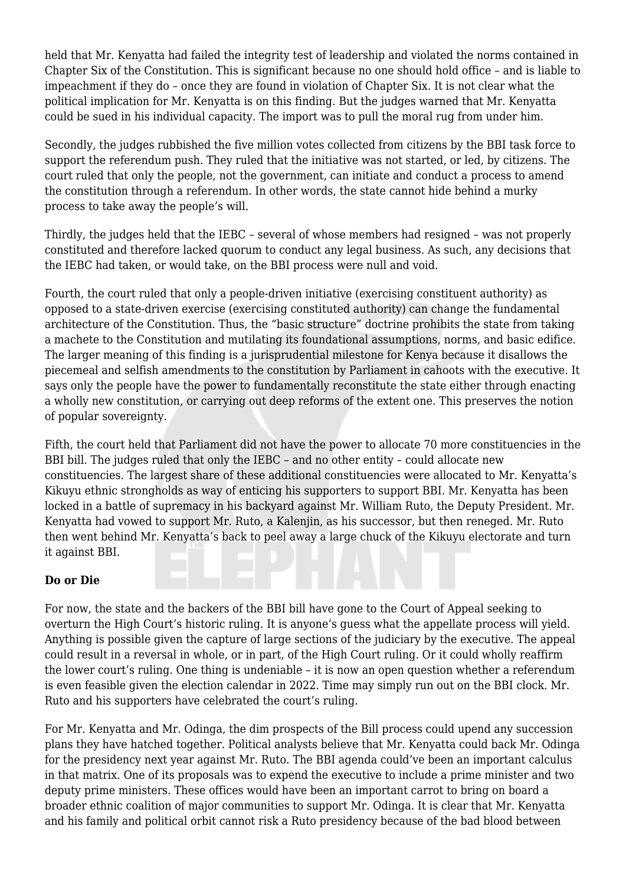held that Mr. Kenyatta had failed the integrity test of leadership and violated the norms contained in Chapter Six of the Constitution. This is significant because no one should hold office – and is liable to impeachment if they do – once they are found in violation of Chapter Six. It is not clear what the political implication for Mr. Kenyatta is on this finding. But the judges warned that Mr. Kenyatta could be sued in his individual capacity. The import was to pull the moral rug from under him.

Secondly, the judges rubbished the five million votes collected from citizens by the BBI task force to support the referendum push. They ruled that the initiative was not started, or led, by citizens. The court ruled that only the people, not the government, can initiate and conduct a process to amend the constitution through a referendum. In other words, the state cannot hide behind a murky process to take away the people's will.

Thirdly, the judges held that the IEBC – several of whose members had resigned – was not properly constituted and therefore lacked quorum to conduct any legal business. As such, any decisions that the IEBC had taken, or would take, on the BBI process were null and void.

Fourth, the court ruled that only a people-driven initiative (exercising constituent authority) as opposed to a state-driven exercise (exercising constituted authority) can change the fundamental architecture of the Constitution. Thus, the "basic structure" doctrine prohibits the state from taking a machete to the Constitution and mutilating its foundational assumptions, norms, and basic edifice. The larger meaning of this finding is a jurisprudential milestone for Kenya because it disallows the piecemeal and selfish amendments to the constitution by Parliament in cahoots with the executive. It says only the people have the power to fundamentally reconstitute the state either through enacting a wholly new constitution, or carrying out deep reforms of the extent one. This preserves the notion of popular sovereignty.

Fifth, the court held that Parliament did not have the power to allocate 70 more constituencies in the BBI bill. The judges ruled that only the IEBC – and no other entity – could allocate new constituencies. The largest share of these additional constituencies were allocated to Mr. Kenyatta's Kikuyu ethnic strongholds as way of enticing his supporters to support BBI. Mr. Kenyatta has been locked in a battle of supremacy in his backyard against Mr. William Ruto, the Deputy President. Mr. Kenyatta had vowed to support Mr. Ruto, a Kalenjin, as his successor, but then reneged. Mr. Ruto then went behind Mr. Kenyatta's back to peel away a large chuck of the Kikuyu electorate and turn it against BBI.

**Do or Die**

For now, the state and the backers of the BBI bill have gone to the Court of Appeal seeking to overturn the High Court's historic ruling. It is anyone's guess what the appellate process will yield. Anything is possible given the capture of large sections of the judiciary by the executive. The appeal could result in a reversal in whole, or in part, of the High Court ruling. Or it could wholly reaffirm the lower court's ruling. One thing is undeniable – it is now an open question whether a referendum is even feasible given the election calendar in 2022. Time may simply run out on the BBI clock. Mr. Ruto and his supporters have celebrated the court's ruling.

For Mr. Kenyatta and Mr. Odinga, the dim prospects of the Bill process could upend any succession plans they have hatched together. Political analysts believe that Mr. Kenyatta could back Mr. Odinga for the presidency next year against Mr. Ruto. The BBI agenda could've been an important calculus in that matrix. One of its proposals was to expend the executive to include a prime minister and two deputy prime ministers. These offices would have been an important carrot to bring on board a broader ethnic coalition of major communities to support Mr. Odinga. It is clear that Mr. Kenyatta and his family and political orbit cannot risk a Ruto presidency because of the bad blood between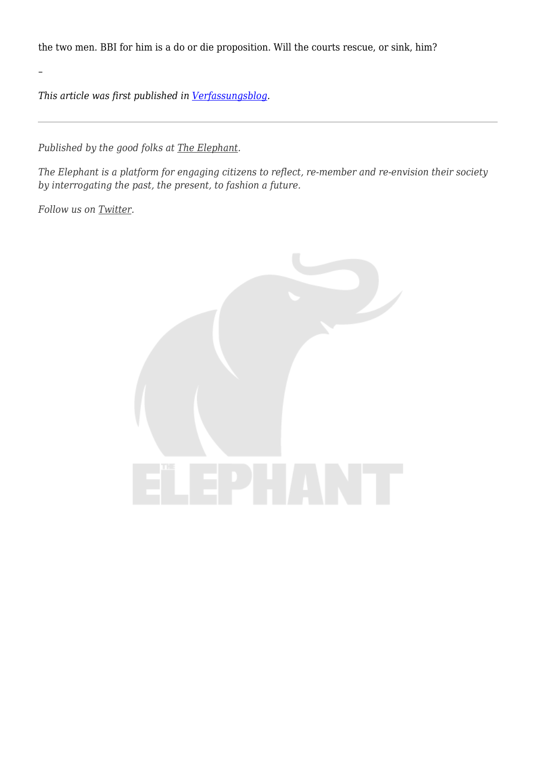the two men. BBI for him is a do or die proposition. Will the courts rescue, or sink, him?

–

*This article was first published in [Verfassungsblog](#).*

---

*Published by the good folks at The Elephant.*

*The Elephant is a platform for engaging citizens to reflect, re-member and re-envision their society by interrogating the past, the present, to fashion a future.*

*Follow us on Twitter.*